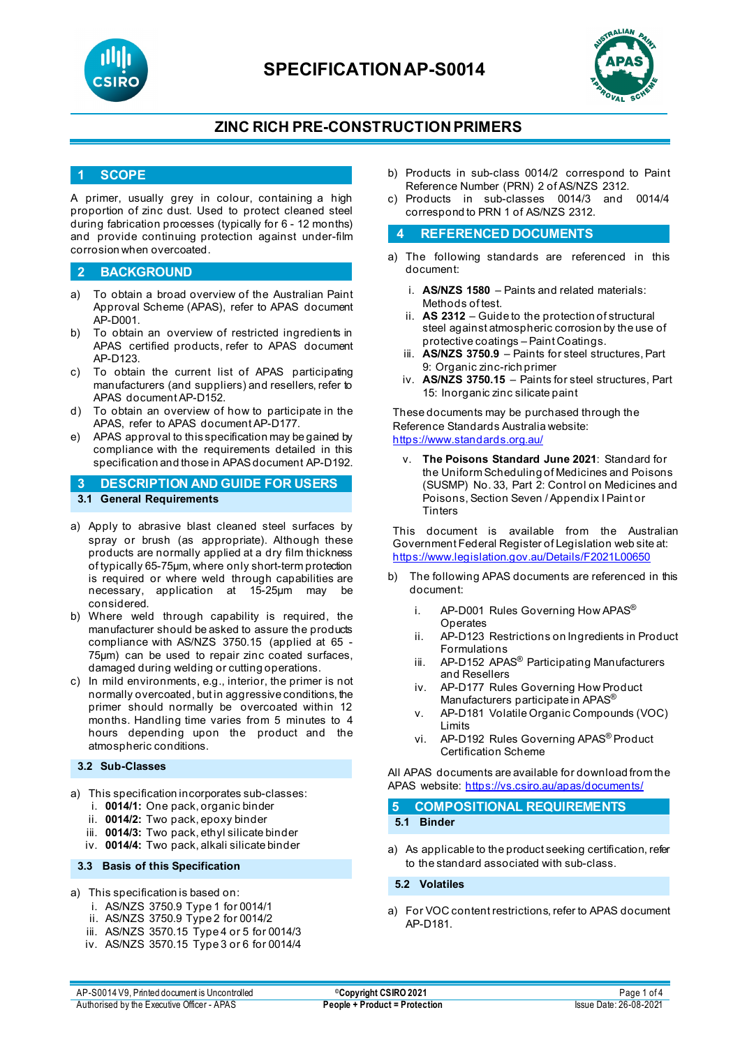# SPECIFICATION AP-S0014

## ZINC RICH PRE-CONSTRUCTION PRIMERS

## 1 SCOPE

A primer, usually grey in colour, containing a high proportion of zinc dust. Used to protect cleaned steel during fabrication processes (typically for 6 - 12 months) and provide continuing protection against under-film corrosion when overcoated.

## 2 BACKGROUND

a) To obtain a broad overview of the Australian Paint Approval Scheme (APAS), refer to APAS document AP-D001.
b) To obtain an overview of restricted ingredients in APAS certified products, refer to APAS document AP-D123.
c) To obtain the current list of APAS participating manufacturers (and suppliers) and resellers, refer to APAS document AP-D152.
d) To obtain an overview of how to participate in the APAS, refer to APAS document AP-D177.
e) APAS approval to this specification may be gained by compliance with the requirements detailed in this specification and those in APAS document AP-D192.

## 3 DESCRIPTION AND GUIDE FOR USERS

### 3.1 General Requirements

a) Apply to abrasive blast cleaned steel surfaces by spray or brush (as appropriate). Although these products are normally applied at a dry film thickness of typically 65-75µm, where only short-term protection is required or where weld through capabilities are necessary, application at 15-25µm may be considered.
b) Where weld through capability is required, the manufacturer should be asked to assure the products compliance with AS/NZS 3750.15 (applied at 65 - 75µm) can be used to repair zinc coated surfaces, damaged during welding or cutting operations.
c) In mild environments, e.g., interior, the primer is not normally overcoated, but in aggressive conditions, the primer should normally be overcoated within 12 months. Handling time varies from 5 minutes to 4 hours depending upon the product and the atmospheric conditions.

### 3.2 Sub-Classes

a) This specification incorporates sub-classes:
   i. **0014/1:** One pack, organic binder
   ii. **0014/2:** Two pack, epoxy binder
   iii. **0014/3:** Two pack, ethyl silicate binder
   iv. **0014/4:** Two pack, alkali silicate binder

### 3.3 Basis of this Specification

a) This specification is based on:
   i. AS/NZS 3750.9 Type 1 for 0014/1
   ii. AS/NZS 3750.9 Type 2 for 0014/2
   iii. AS/NZS 3570.15 Type 4 or 5 for 0014/3
   iv. AS/NZS 3570.15 Type 3 or 6 for 0014/4
b) Products in sub-class 0014/2 correspond to Paint Reference Number (PRN) 2 of AS/NZS 2312.
c) Products in sub-classes 0014/3 and 0014/4 correspond to PRN 1 of AS/NZS 2312.

## 4 REFERENCED DOCUMENTS

a) The following standards are referenced in this document:
   i. **AS/NZS 1580** – Paints and related materials: Methods of test.
   ii. **AS 2312** – Guide to the protection of structural steel against atmospheric corrosion by the use of protective coatings – Paint Coatings.
   iii. **AS/NZS 3750.9** – Paints for steel structures, Part 9: Organic zinc-rich primer
   iv. **AS/NZS 3750.15** – Paints for steel structures, Part 15: Inorganic zinc silicate paint

   These documents may be purchased through the Reference Standards Australia website: https://www.standards.org.au/

   v. **The Poisons Standard June 2021**: Standard for the Uniform Scheduling of Medicines and Poisons (SUSMP) No. 33, Part 2: Control on Medicines and Poisons, Section Seven / Appendix I Paint or Tinters

   This document is available from the Australian Government Federal Register of Legislation web site at: https://www.legislation.gov.au/Details/F2021L00650

b) The following APAS documents are referenced in this document:
   i. AP-D001 Rules Governing How APAS® Operates
   ii. AP-D123 Restrictions on Ingredients in Product Formulations
   iii. AP-D152 APAS® Participating Manufacturers and Resellers
   iv. AP-D177 Rules Governing How Product Manufacturers participate in APAS®
   v. AP-D181 Volatile Organic Compounds (VOC) Limits
   vi. AP-D192 Rules Governing APAS® Product Certification Scheme

All APAS documents are available for download from the APAS website: https://vs.csiro.au/apas/documents/

## 5 COMPOSITIONAL REQUIREMENTS

### 5.1 Binder

a) As applicable to the product seeking certification, refer to the standard associated with sub-class.

### 5.2 Volatiles

a) For VOC content restrictions, refer to APAS document AP-D181.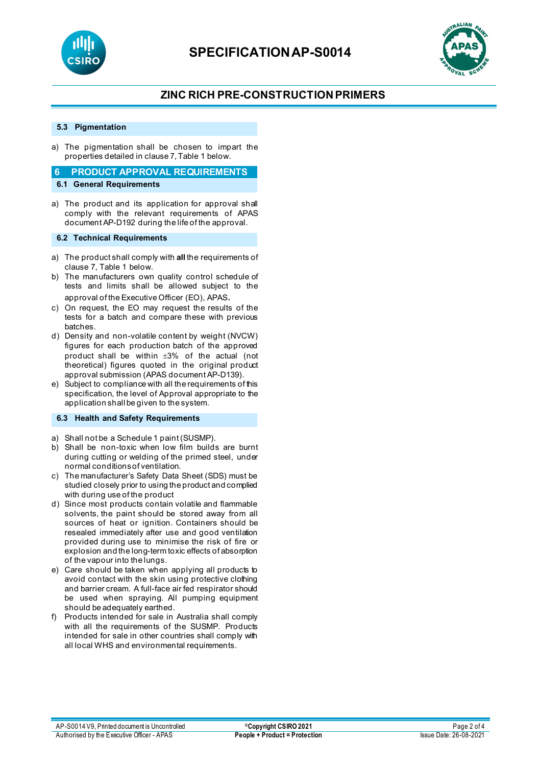### 5.3 Pigmentation

a) The pigmentation shall be chosen to impart the properties detailed in clause 7, Table 1 below.

## 6 PRODUCT APPROVAL REQUIREMENTS

### 6.1 General Requirements

a) The product and its application for approval shall comply with the relevant requirements of APAS document AP-D192 during the life of the approval.

### 6.2 Technical Requirements

a) The product shall comply with **all** the requirements of clause 7, Table 1 below.
b) The manufacturers own quality control schedule of tests and limits shall be allowed subject to the approval of the Executive Officer (EO), APAS.
c) On request, the EO may request the results of the tests for a batch and compare these with previous batches.
d) Density and non-volatile content by weight (NVCW) figures for each production batch of the approved product shall be within ±3% of the actual (not theoretical) figures quoted in the original product approval submission (APAS document AP-D139).
e) Subject to compliance with all the requirements of this specification, the level of Approval appropriate to the application shall be given to the system.

### 6.3 Health and Safety Requirements

a) Shall not be a Schedule 1 paint (SUSMP).
b) Shall be non-toxic when low film builds are burnt during cutting or welding of the primed steel, under normal conditions of ventilation.
c) The manufacturer's Safety Data Sheet (SDS) must be studied closely prior to using the product and complied with during use of the product
d) Since most products contain volatile and flammable solvents, the paint should be stored away from all sources of heat or ignition. Containers should be resealed immediately after use and good ventilation provided during use to minimise the risk of fire or explosion and the long-term toxic effects of absorption of the vapour into the lungs.
e) Care should be taken when applying all products to avoid contact with the skin using protective clothing and barrier cream. A full-face air fed respirator should be used when spraying. All pumping equipment should be adequately earthed.
f) Products intended for sale in Australia shall comply with all the requirements of the SUSMP. Products intended for sale in other countries shall comply with all local WHS and environmental requirements.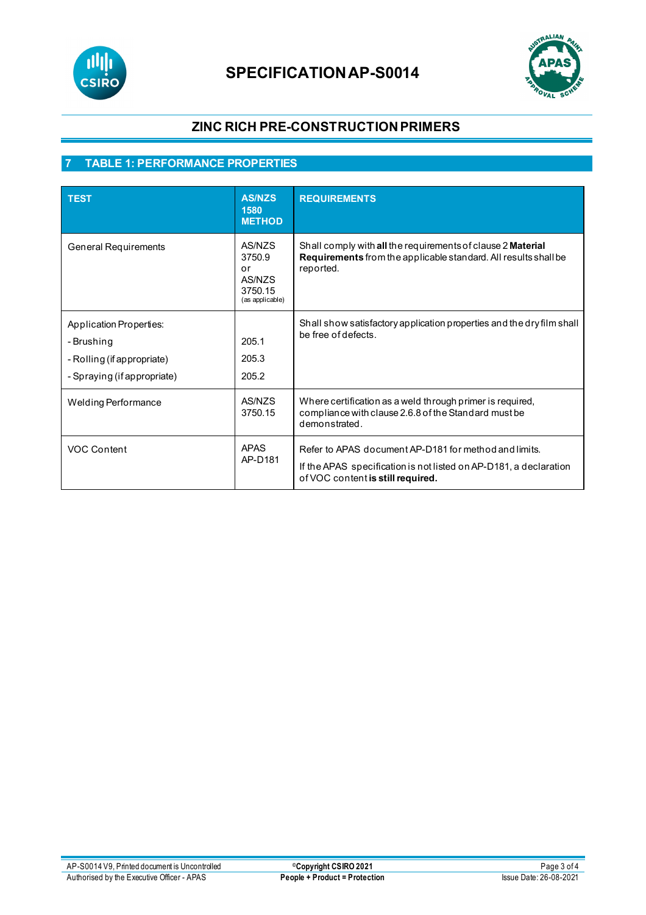# SPECIFICATION AP-S0014

## ZINC RICH PRE-CONSTRUCTION PRIMERS

## 7 TABLE 1: PERFORMANCE PROPERTIES

| TEST | AS/NZS 1580 METHOD | REQUIREMENTS |
|---|---|---|
| General Requirements | AS/NZS 3750.9 or AS/NZS 3750.15 (as applicable) | Shall comply with **all** the requirements of clause 2 **Material Requirements** from the applicable standard. All results shall be reported. |
| Application Properties:<br>- Brushing<br>- Rolling (if appropriate)<br>- Spraying (if appropriate) | <br>205.1<br>205.3<br>205.2 | Shall show satisfactory application properties and the dry film shall be free of defects. |
| Welding Performance | AS/NZS 3750.15 | Where certification as a weld through primer is required, compliance with clause 2.6.8 of the Standard must be demonstrated. |
| VOC Content | APAS AP-D181 | Refer to APAS document AP-D181 for method and limits.<br>If the APAS specification is not listed on AP-D181, a declaration of VOC content **is still required.** |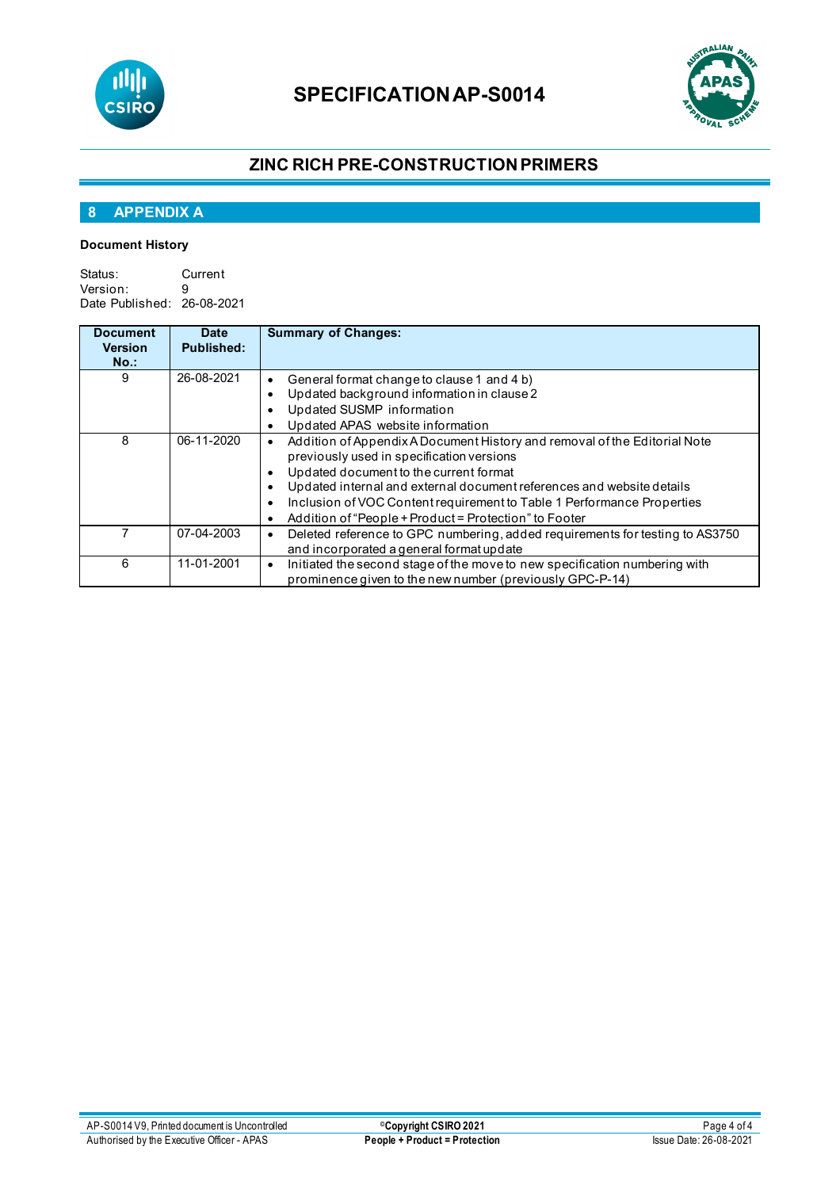## 8 APPENDIX A

**Document History**

Status: Current
Version: 9
Date Published: 26-08-2021

| Document Version No.: | Date Published: | Summary of Changes: |
|---|---|---|
| 9 | 26-08-2021 | • General format change to clause 1 and 4 b)<br>• Updated background information in clause 2<br>• Updated SUSMP information<br>• Updated APAS website information |
| 8 | 06-11-2020 | • Addition of Appendix A Document History and removal of the Editorial Note previously used in specification versions<br>• Updated document to the current format<br>• Updated internal and external document references and website details<br>• Inclusion of VOC Content requirement to Table 1 Performance Properties<br>• Addition of "People + Product = Protection" to Footer |
| 7 | 07-04-2003 | • Deleted reference to GPC numbering, added requirements for testing to AS3750 and incorporated a general format update |
| 6 | 11-01-2001 | • Initiated the second stage of the move to new specification numbering with prominence given to the new number (previously GPC-P-14) |